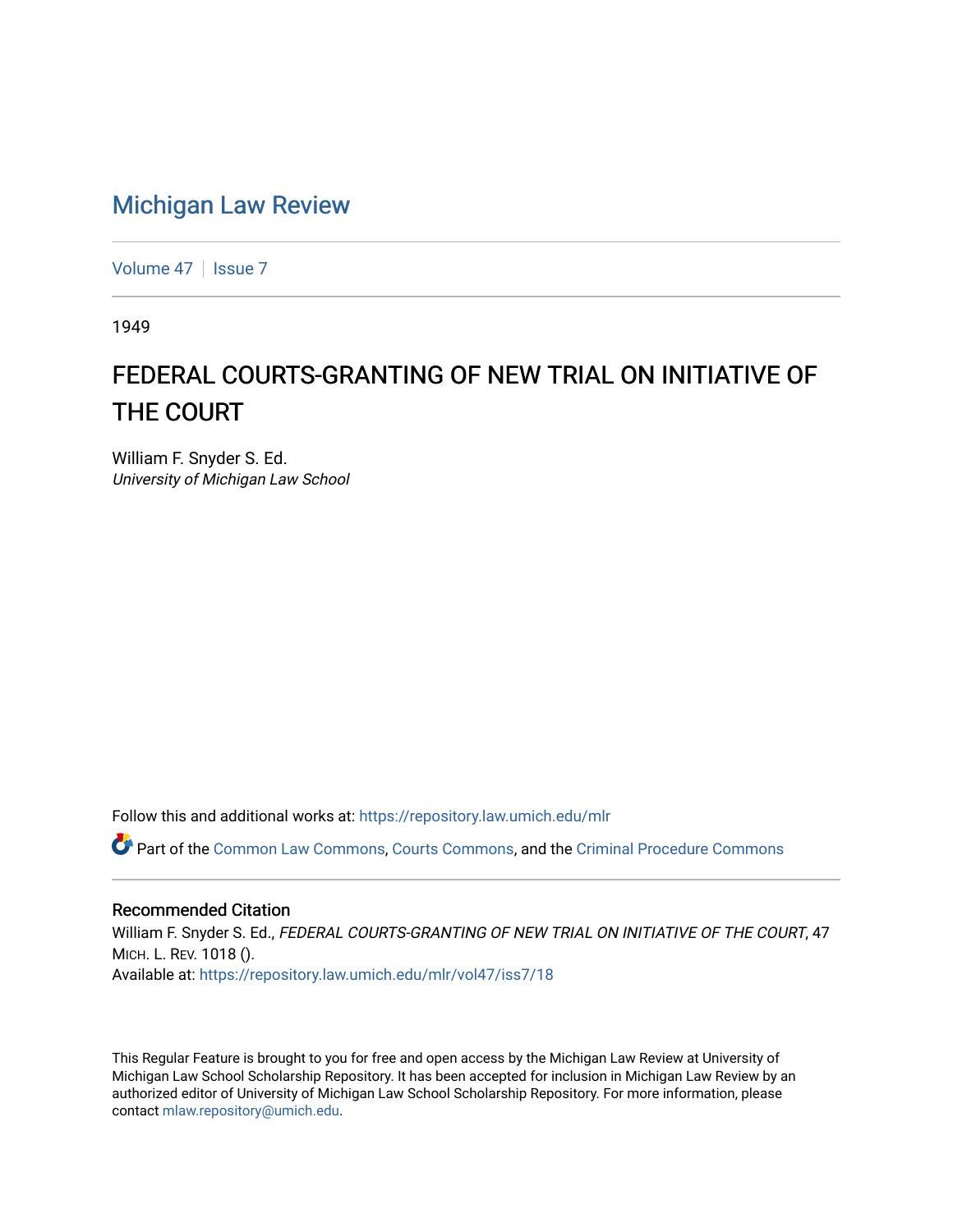# Michigan Law Review

Volume 47 | Issue 7

1949

## FEDERAL COURTS-GRANTING OF NEW TRIAL ON INITIATIVE OF THE COURT

William F. Snyder S. Ed.
*University of Michigan Law School*

Follow this and additional works at: https://repository.law.umich.edu/mlr

Part of the Common Law Commons, Courts Commons, and the Criminal Procedure Commons

### Recommended Citation

William F. Snyder S. Ed., *FEDERAL COURTS-GRANTING OF NEW TRIAL ON INITIATIVE OF THE COURT*, 47 MICH. L. REV. 1018 ().
Available at: https://repository.law.umich.edu/mlr/vol47/iss7/18

This Regular Feature is brought to you for free and open access by the Michigan Law Review at University of Michigan Law School Scholarship Repository. It has been accepted for inclusion in Michigan Law Review by an authorized editor of University of Michigan Law School Scholarship Repository. For more information, please contact mlaw.repository@umich.edu.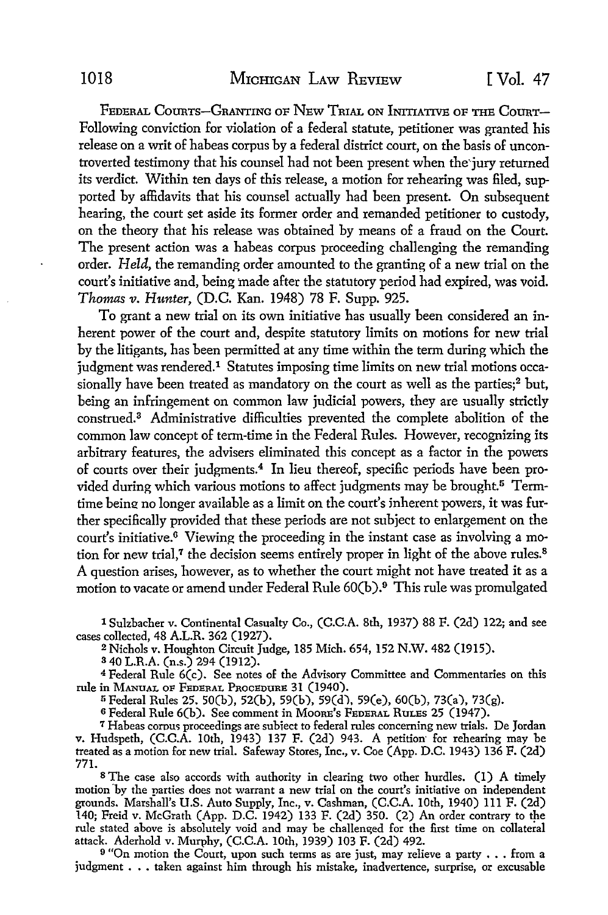FEDERAL COURTS—GRANTING OF NEW TRIAL ON INITIATIVE OF THE COURT—Following conviction for violation of a federal statute, petitioner was granted his release on a writ of habeas corpus by a federal district court, on the basis of uncontroverted testimony that his counsel had not been present when the jury returned its verdict. Within ten days of this release, a motion for rehearing was filed, supported by affidavits that his counsel actually had been present. On subsequent hearing, the court set aside its former order and remanded petitioner to custody, on the theory that his release was obtained by means of a fraud on the Court. The present action was a habeas corpus proceeding challenging the remanding order. *Held*, the remanding order amounted to the granting of a new trial on the court's initiative and, being made after the statutory period had expired, was void. *Thomas v. Hunter*, (D.C. Kan. 1948) 78 F. Supp. 925.

To grant a new trial on its own initiative has usually been considered an inherent power of the court and, despite statutory limits on motions for new trial by the litigants, has been permitted at any time within the term during which the judgment was rendered.[1] Statutes imposing time limits on new trial motions occasionally have been treated as mandatory on the court as well as the parties;[2] but, being an infringement on common law judicial powers, they are usually strictly construed.[3] Administrative difficulties prevented the complete abolition of the common law concept of term-time in the Federal Rules. However, recognizing its arbitrary features, the advisers eliminated this concept as a factor in the powers of courts over their judgments.[4] In lieu thereof, specific periods have been provided during which various motions to affect judgments may be brought.[5] Term-time being no longer available as a limit on the court's inherent powers, it was further specifically provided that these periods are not subject to enlargement on the court's initiative.[6] Viewing the proceeding in the instant case as involving a motion for new trial,[7] the decision seems entirely proper in light of the above rules.[8] A question arises, however, as to whether the court might not have treated it as a motion to vacate or amend under Federal Rule 60(b).[9] This rule was promulgated

[1] Sulzbacher v. Continental Casualty Co., (C.C.A. 8th, 1937) 88 F. (2d) 122; and see cases collected, 48 A.L.R. 362 (1927).

[2] Nichols v. Houghton Circuit Judge, 185 Mich. 654, 152 N.W. 482 (1915).

[3] 40 L.R.A. (n.s.) 294 (1912).

[4] Federal Rule 6(c). See notes of the Advisory Committee and Commentaries on this rule in MANUAL OF FEDERAL PROCEDURE 31 (1940).

[5] Federal Rules 25, 50(b), 52(b), 59(b), 59(d), 59(e), 60(b), 73(a), 73(g).

[6] Federal Rule 6(b). See comment in MOORE'S FEDERAL RULES 25 (1947).

[7] Habeas corpus proceedings are subject to federal rules concerning new trials. De Jordan v. Hudspeth, (C.C.A. 10th, 1943) 137 F. (2d) 943. A petition for rehearing may be treated as a motion for new trial. Safeway Stores, Inc., v. Coe (App. D.C. 1943) 136 F. (2d) 771.

[8] The case also accords with authority in clearing two other hurdles. (1) A timely motion by the parties does not warrant a new trial on the court's initiative on independent grounds. Marshall's U.S. Auto Supply, Inc., v. Cashman, (C.C.A. 10th, 1940) 111 F. (2d) 140; Freid v. McGrath (App. D.C. 1942) 133 F. (2d) 350. (2) An order contrary to the rule stated above is absolutely void and may be challenged for the first time on collateral attack. Aderhold v. Murphy, (C.C.A. 10th, 1939) 103 F. (2d) 492.

[9] "On motion the Court, upon such terms as are just, may relieve a party . . . from a judgment . . . taken against him through his mistake, inadvertence, surprise, or excusable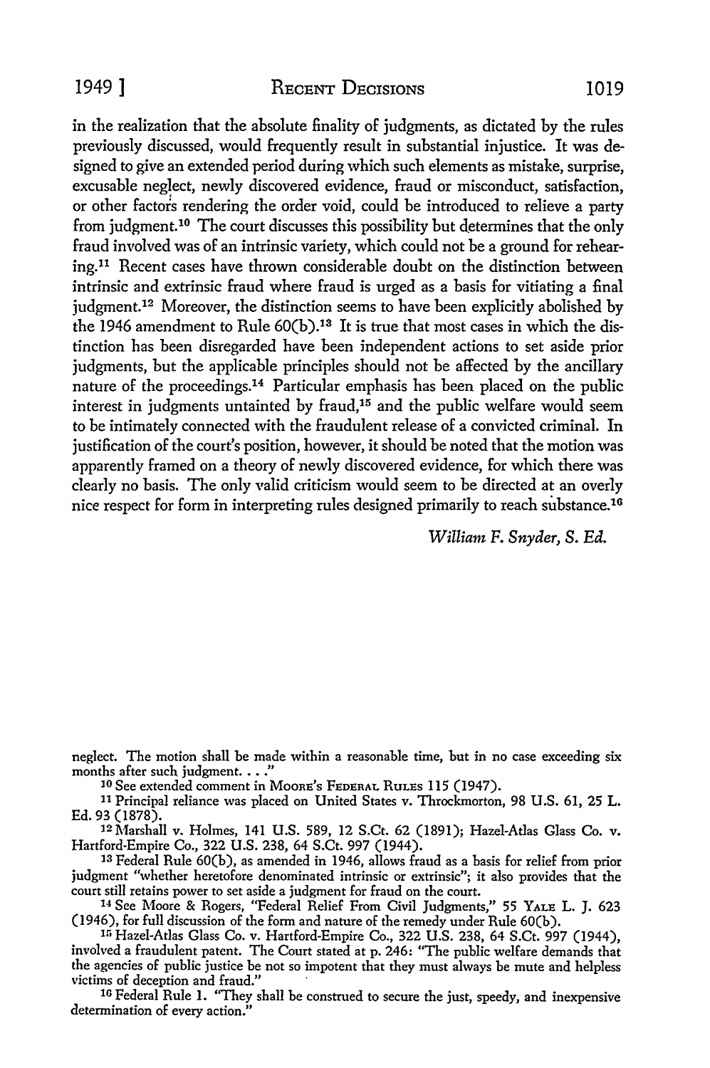in the realization that the absolute finality of judgments, as dictated by the rules previously discussed, would frequently result in substantial injustice. It was designed to give an extended period during which such elements as mistake, surprise, excusable neglect, newly discovered evidence, fraud or misconduct, satisfaction, or other factors rendering the order void, could be introduced to relieve a party from judgment.[10] The court discusses this possibility but determines that the only fraud involved was of an intrinsic variety, which could not be a ground for rehearing.[11] Recent cases have thrown considerable doubt on the distinction between intrinsic and extrinsic fraud where fraud is urged as a basis for vitiating a final judgment.[12] Moreover, the distinction seems to have been explicitly abolished by the 1946 amendment to Rule 60(b).[13] It is true that most cases in which the distinction has been disregarded have been independent actions to set aside prior judgments, but the applicable principles should not be affected by the ancillary nature of the proceedings.[14] Particular emphasis has been placed on the public interest in judgments untainted by fraud,[15] and the public welfare would seem to be intimately connected with the fraudulent release of a convicted criminal. In justification of the court's position, however, it should be noted that the motion was apparently framed on a theory of newly discovered evidence, for which there was clearly no basis. The only valid criticism would seem to be directed at an overly nice respect for form in interpreting rules designed primarily to reach substance.[16]

*William F. Snyder, S. Ed.*

---

neglect. The motion shall be made within a reasonable time, but in no case exceeding six months after such judgment. . . ."

[10] See extended comment in MOORE'S FEDERAL RULES 115 (1947).

[11] Principal reliance was placed on United States v. Throckmorton, 98 U.S. 61, 25 L. Ed. 93 (1878).

[12] Marshall v. Holmes, 141 U.S. 589, 12 S.Ct. 62 (1891); Hazel-Atlas Glass Co. v. Hartford-Empire Co., 322 U.S. 238, 64 S.Ct. 997 (1944).

[13] Federal Rule 60(b), as amended in 1946, allows fraud as a basis for relief from prior judgment "whether heretofore denominated intrinsic or extrinsic"; it also provides that the court still retains power to set aside a judgment for fraud on the court.

[14] See Moore & Rogers, "Federal Relief From Civil Judgments," 55 YALE L. J. 623 (1946), for full discussion of the form and nature of the remedy under Rule 60(b).

[15] Hazel-Atlas Glass Co. v. Hartford-Empire Co., 322 U.S. 238, 64 S.Ct. 997 (1944), involved a fraudulent patent. The Court stated at p. 246: "The public welfare demands that the agencies of public justice be not so impotent that they must always be mute and helpless victims of deception and fraud."

[16] Federal Rule 1. "They shall be construed to secure the just, speedy, and inexpensive determination of every action."